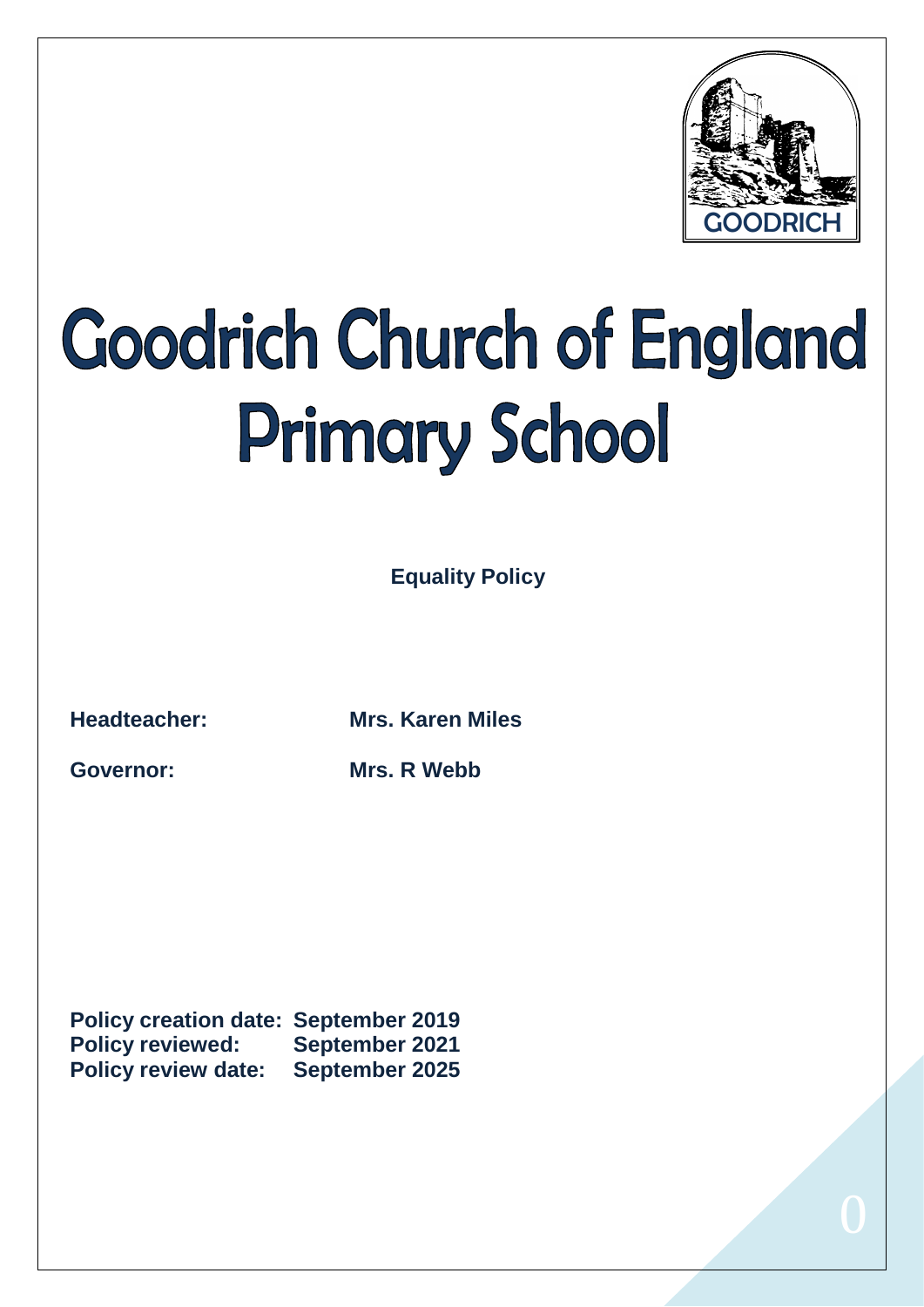# Goodrich Church of England Primary School

**Equality Policy**

**Headteacher:** **Mrs. Karen Miles**

**Governor:** **Mrs. R Webb**

**Policy creation date:** **September 2019**
**Policy reviewed:** **September 2021**
**Policy review date:** **September 2025**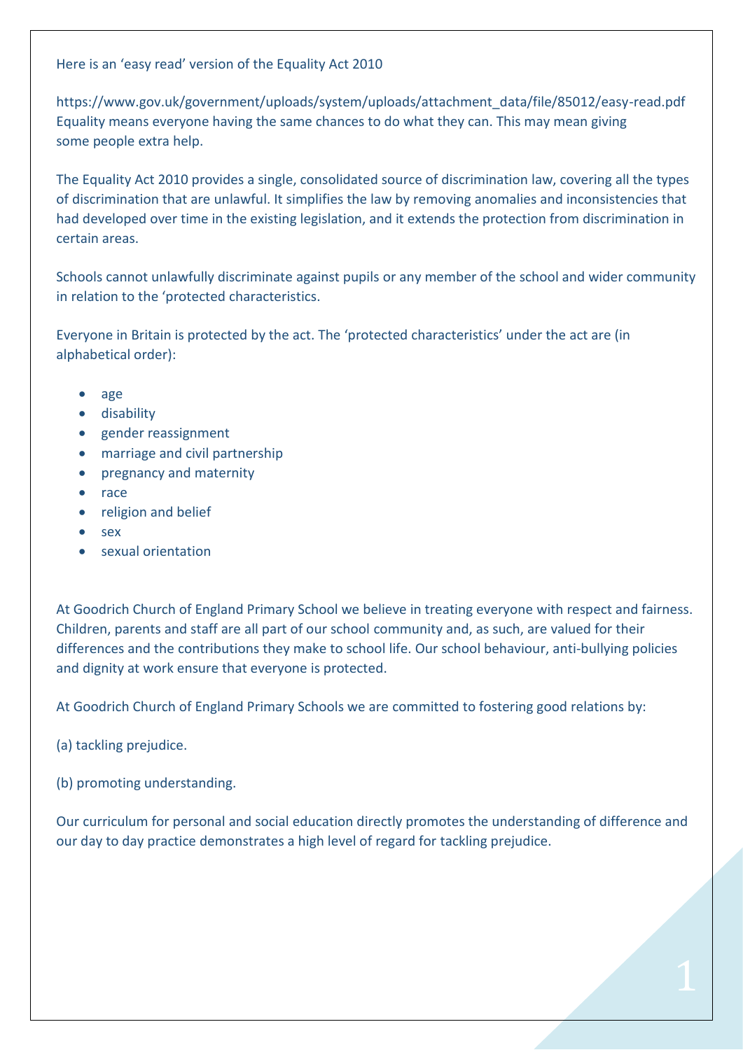Here is an ‘easy read’ version of the Equality Act 2010

https://www.gov.uk/government/uploads/system/uploads/attachment_data/file/85012/easy-read.pdf
Equality means everyone having the same chances to do what they can. This may mean giving some people extra help.

The Equality Act 2010 provides a single, consolidated source of discrimination law, covering all the types of discrimination that are unlawful. It simplifies the law by removing anomalies and inconsistencies that had developed over time in the existing legislation, and it extends the protection from discrimination in certain areas.

Schools cannot unlawfully discriminate against pupils or any member of the school and wider community in relation to the ‘protected characteristics.

Everyone in Britain is protected by the act. The ‘protected characteristics’ under the act are (in alphabetical order):

- age
- disability
- gender reassignment
- marriage and civil partnership
- pregnancy and maternity
- race
- religion and belief
- sex
- sexual orientation

At Goodrich Church of England Primary School we believe in treating everyone with respect and fairness. Children, parents and staff are all part of our school community and, as such, are valued for their differences and the contributions they make to school life. Our school behaviour, anti-bullying policies and dignity at work ensure that everyone is protected.

At Goodrich Church of England Primary Schools we are committed to fostering good relations by:

(a) tackling prejudice.

(b) promoting understanding.

Our curriculum for personal and social education directly promotes the understanding of difference and our day to day practice demonstrates a high level of regard for tackling prejudice.